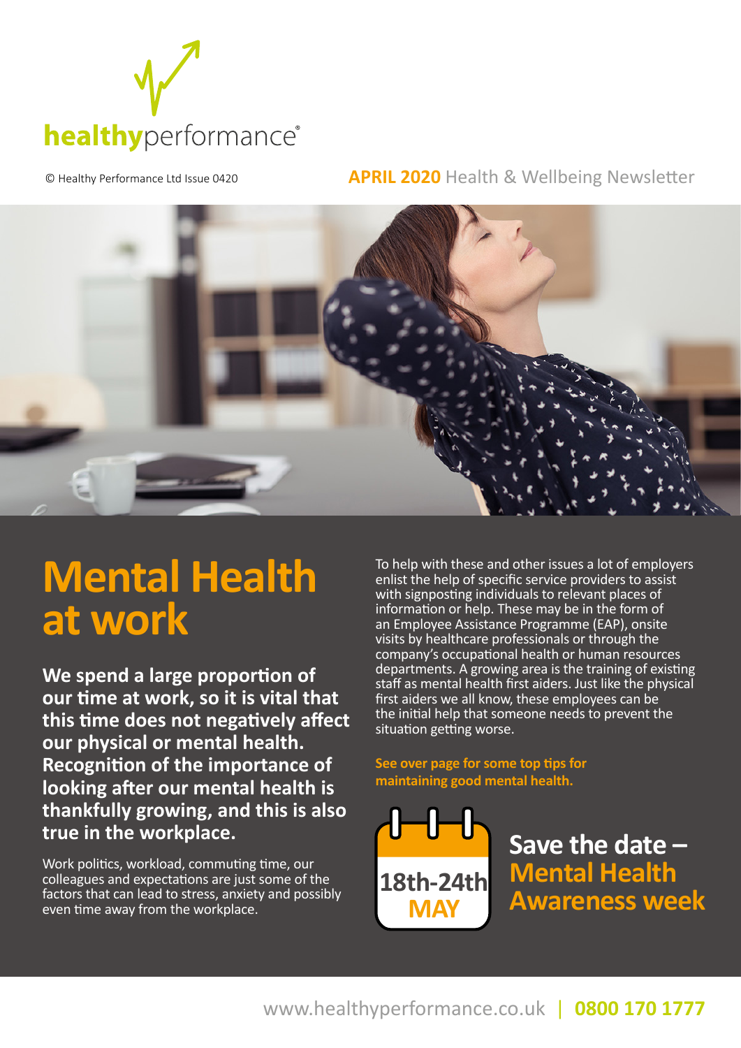healthyperformance®

© Healthy Performance Ltd Issue 0420

**APRIL 2020** Health & Wellbeing Newsletter

# Mental Health at work

**We spend a large proportion of our time at work, so it is vital that this time does not negatively affect our physical or mental health. Recognition of the importance of looking after our mental health is thankfully growing, and this is also true in the workplace.**

Work politics, workload, commuting time, our colleagues and expectations are just some of the factors that can lead to stress, anxiety and possibly even time away from the workplace.

To help with these and other issues a lot of employers enlist the help of specific service providers to assist with signposting individuals to relevant places of information or help. These may be in the form of an Employee Assistance Programme (EAP), onsite visits by healthcare professionals or through the company's occupational health or human resources departments. A growing area is the training of existing staff as mental health first aiders. Just like the physical first aiders we all know, these employees can be the initial help that someone needs to prevent the situation getting worse.

**See over page for some top tips for maintaining good mental health.**

18th-24th MAY

## Save the date – Mental Health Awareness week

www.healthyperformance.co.uk | **0800 170 1777**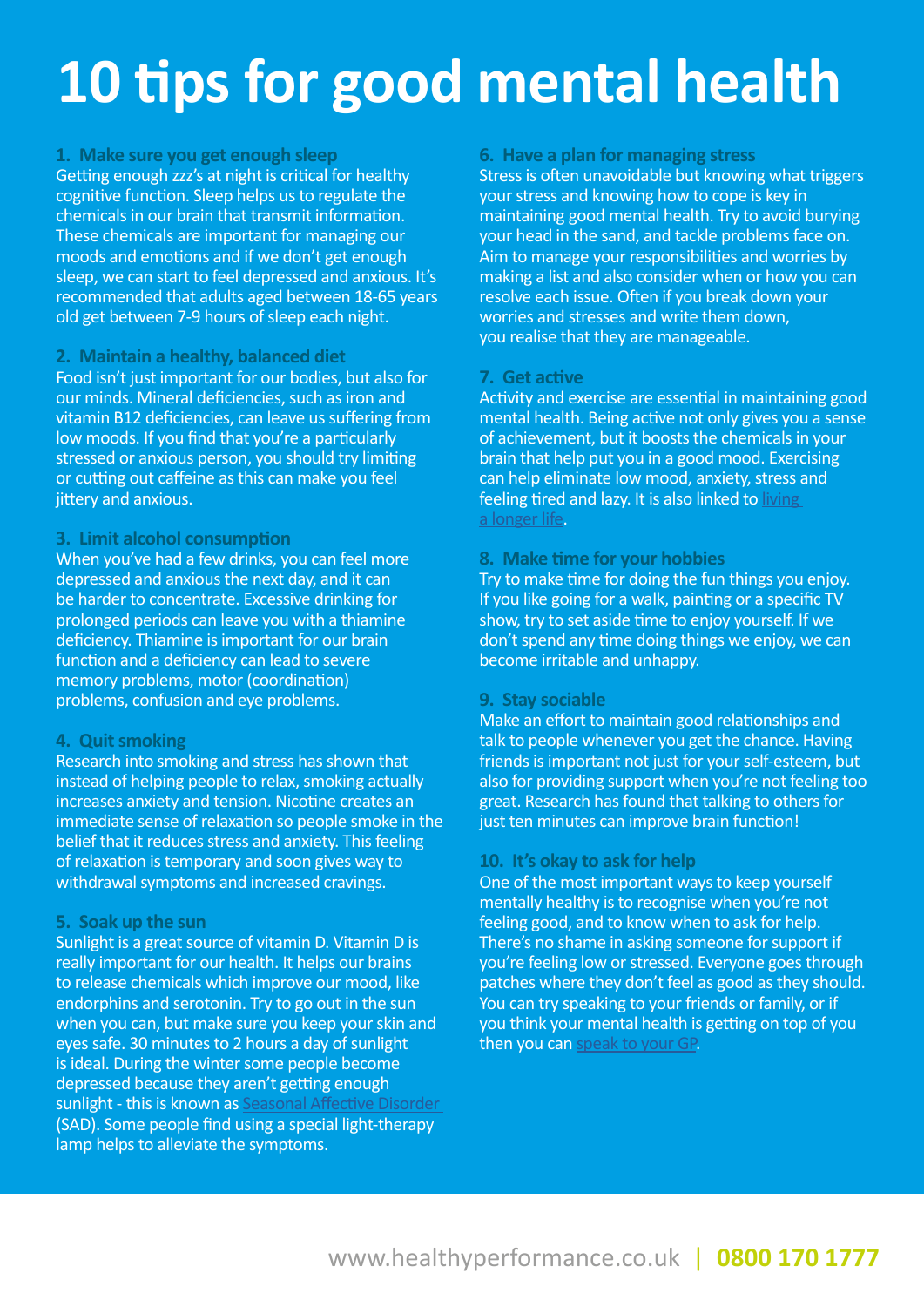# 10 tips for good mental health

### 1. Make sure you get enough sleep

Getting enough zzz's at night is critical for healthy cognitive function. Sleep helps us to regulate the chemicals in our brain that transmit information. These chemicals are important for managing our moods and emotions and if we don't get enough sleep, we can start to feel depressed and anxious. It's recommended that adults aged between 18-65 years old get between 7-9 hours of sleep each night.

### 2. Maintain a healthy, balanced diet

Food isn't just important for our bodies, but also for our minds. Mineral deficiencies, such as iron and vitamin B12 deficiencies, can leave us suffering from low moods. If you find that you're a particularly stressed or anxious person, you should try limiting or cutting out caffeine as this can make you feel jittery and anxious.

### 3. Limit alcohol consumption

When you've had a few drinks, you can feel more depressed and anxious the next day, and it can be harder to concentrate. Excessive drinking for prolonged periods can leave you with a thiamine deficiency. Thiamine is important for our brain function and a deficiency can lead to severe memory problems, motor (coordination) problems, confusion and eye problems.

### 4. Quit smoking

Research into smoking and stress has shown that instead of helping people to relax, smoking actually increases anxiety and tension. Nicotine creates an immediate sense of relaxation so people smoke in the belief that it reduces stress and anxiety. This feeling of relaxation is temporary and soon gives way to withdrawal symptoms and increased cravings.

### 5. Soak up the sun

Sunlight is a great source of vitamin D. Vitamin D is really important for our health. It helps our brains to release chemicals which improve our mood, like endorphins and serotonin. Try to go out in the sun when you can, but make sure you keep your skin and eyes safe. 30 minutes to 2 hours a day of sunlight is ideal. During the winter some people become depressed because they aren't getting enough sunlight - this is known as Seasonal Affective Disorder (SAD). Some people find using a special light-therapy lamp helps to alleviate the symptoms.

### 6. Have a plan for managing stress

Stress is often unavoidable but knowing what triggers your stress and knowing how to cope is key in maintaining good mental health. Try to avoid burying your head in the sand, and tackle problems face on. Aim to manage your responsibilities and worries by making a list and also consider when or how you can resolve each issue. Often if you break down your worries and stresses and write them down, you realise that they are manageable.

### 7. Get active

Activity and exercise are essential in maintaining good mental health. Being active not only gives you a sense of achievement, but it boosts the chemicals in your brain that help put you in a good mood. Exercising can help eliminate low mood, anxiety, stress and feeling tired and lazy. It is also linked to living a longer life.

### 8. Make time for your hobbies

Try to make time for doing the fun things you enjoy. If you like going for a walk, painting or a specific TV show, try to set aside time to enjoy yourself. If we don't spend any time doing things we enjoy, we can become irritable and unhappy.

### 9. Stay sociable

Make an effort to maintain good relationships and talk to people whenever you get the chance. Having friends is important not just for your self-esteem, but also for providing support when you're not feeling too great. Research has found that talking to others for just ten minutes can improve brain function!

### 10. It's okay to ask for help

One of the most important ways to keep yourself mentally healthy is to recognise when you're not feeling good, and to know when to ask for help. There's no shame in asking someone for support if you're feeling low or stressed. Everyone goes through patches where they don't feel as good as they should. You can try speaking to your friends or family, or if you think your mental health is getting on top of you then you can speak to your GP.

www.healthyperformance.co.uk | **0800 170 1777**